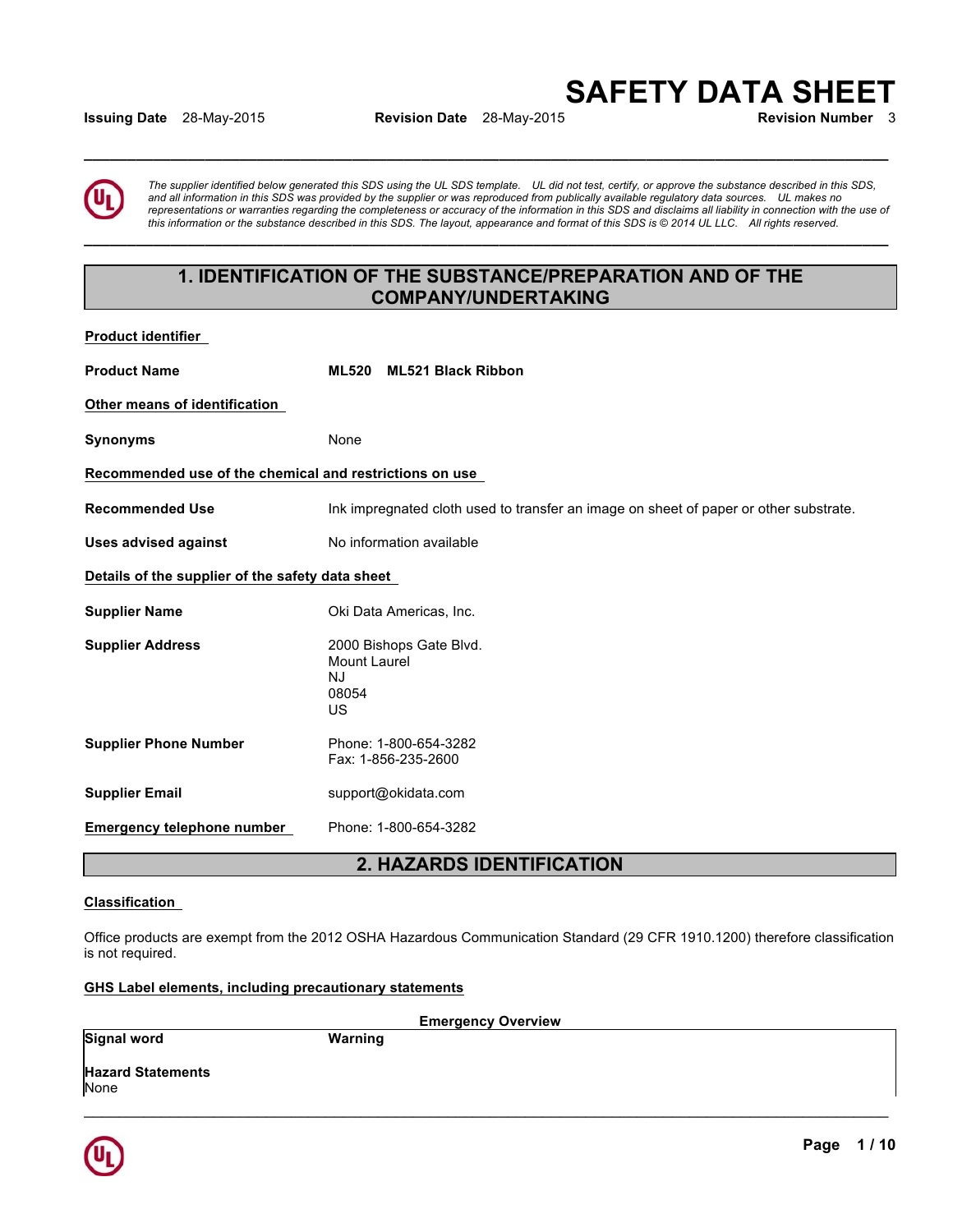# SAFETY DATA SHEET

**Issuing Date** 28-May-2015 **Revision Date** 28-May-2015 **Revision Number** 3

*The supplier identified below generated this SDS using the UL SDS template. UL did not test, certify, or approve the substance described in this SDS, and all information in this SDS was provided by the supplier or was reproduced from publically available regulatory data sources. UL makes no representations or warranties regarding the completeness or accuracy of the information in this SDS and disclaims all liability in connection with the use of this information or the substance described in this SDS. The layout, appearance and format of this SDS is © 2014 UL LLC. All rights reserved.*

## 1. IDENTIFICATION OF THE SUBSTANCE/PREPARATION AND OF THE COMPANY/UNDERTAKING

**Product identifier**

**Product Name** **ML520 ML521 Black Ribbon**

**Other means of identification**

**Synonyms** None

**Recommended use of the chemical and restrictions on use**

**Recommended Use** Ink impregnated cloth used to transfer an image on sheet of paper or other substrate.

**Uses advised against** No information available

**Details of the supplier of the safety data sheet**

**Supplier Name** Oki Data Americas, Inc.

**Supplier Address** 2000 Bishops Gate Blvd.
Mount Laurel
NJ
08054
US

**Supplier Phone Number** Phone: 1-800-654-3282
Fax: 1-856-235-2600

**Supplier Email** support@okidata.com

**Emergency telephone number** Phone: 1-800-654-3282

## 2. HAZARDS IDENTIFICATION

**Classification**

Office products are exempt from the 2012 OSHA Hazardous Communication Standard (29 CFR 1910.1200) therefore classification is not required.

**GHS Label elements, including precautionary statements**

**Emergency Overview**

**Signal word** **Warning**

**Hazard Statements**
None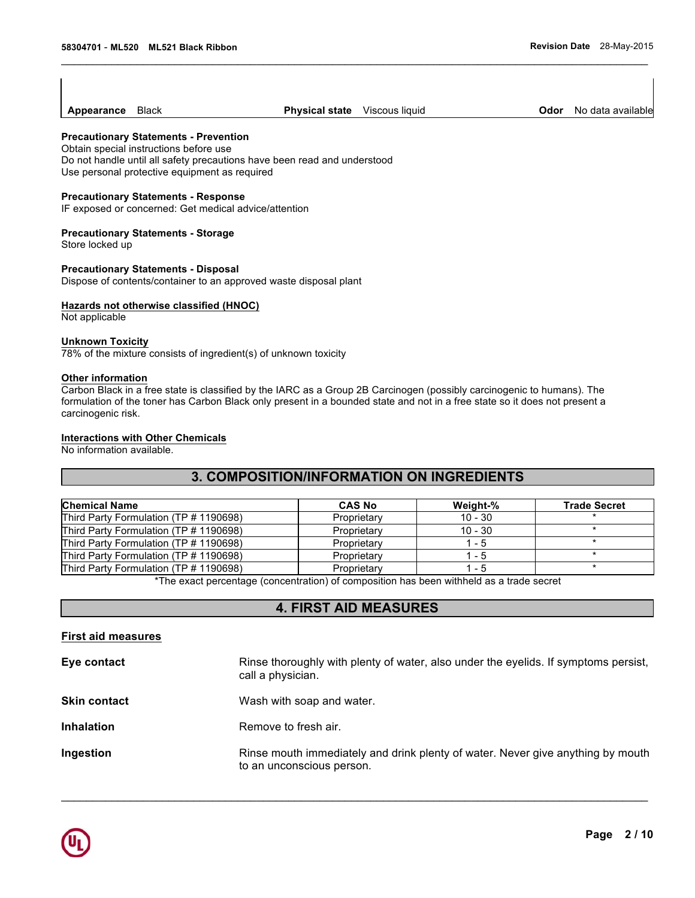| Appearance | Black | Physical state | Viscous liquid | Odor | No data available |
|---|---|---|---|---|---|

**Precautionary Statements - Prevention**
Obtain special instructions before use
Do not handle until all safety precautions have been read and understood
Use personal protective equipment as required

**Precautionary Statements - Response**
IF exposed or concerned: Get medical advice/attention

**Precautionary Statements - Storage**
Store locked up

**Precautionary Statements - Disposal**
Dispose of contents/container to an approved waste disposal plant

**Hazards not otherwise classified (HNOC)**
Not applicable

**Unknown Toxicity**
78% of the mixture consists of ingredient(s) of unknown toxicity

**Other information**
Carbon Black in a free state is classified by the IARC as a Group 2B Carcinogen (possibly carcinogenic to humans). The formulation of the toner has Carbon Black only present in a bounded state and not in a free state so it does not present a carcinogenic risk.

**Interactions with Other Chemicals**
No information available.

## 3. COMPOSITION/INFORMATION ON INGREDIENTS

| Chemical Name | CAS No | Weight-% | Trade Secret |
|---|---|---|---|
| Third Party Formulation (TP # 1190698) | Proprietary | 10 - 30 | * |
| Third Party Formulation (TP # 1190698) | Proprietary | 10 - 30 | * |
| Third Party Formulation (TP # 1190698) | Proprietary | 1 - 5 | * |
| Third Party Formulation (TP # 1190698) | Proprietary | 1 - 5 | * |
| Third Party Formulation (TP # 1190698) | Proprietary | 1 - 5 | * |

*The exact percentage (concentration) of composition has been withheld as a trade secret

## 4. FIRST AID MEASURES

**First aid measures**

**Eye contact** Rinse thoroughly with plenty of water, also under the eyelids. If symptoms persist, call a physician.

**Skin contact** Wash with soap and water.

**Inhalation** Remove to fresh air.

**Ingestion** Rinse mouth immediately and drink plenty of water. Never give anything by mouth to an unconscious person.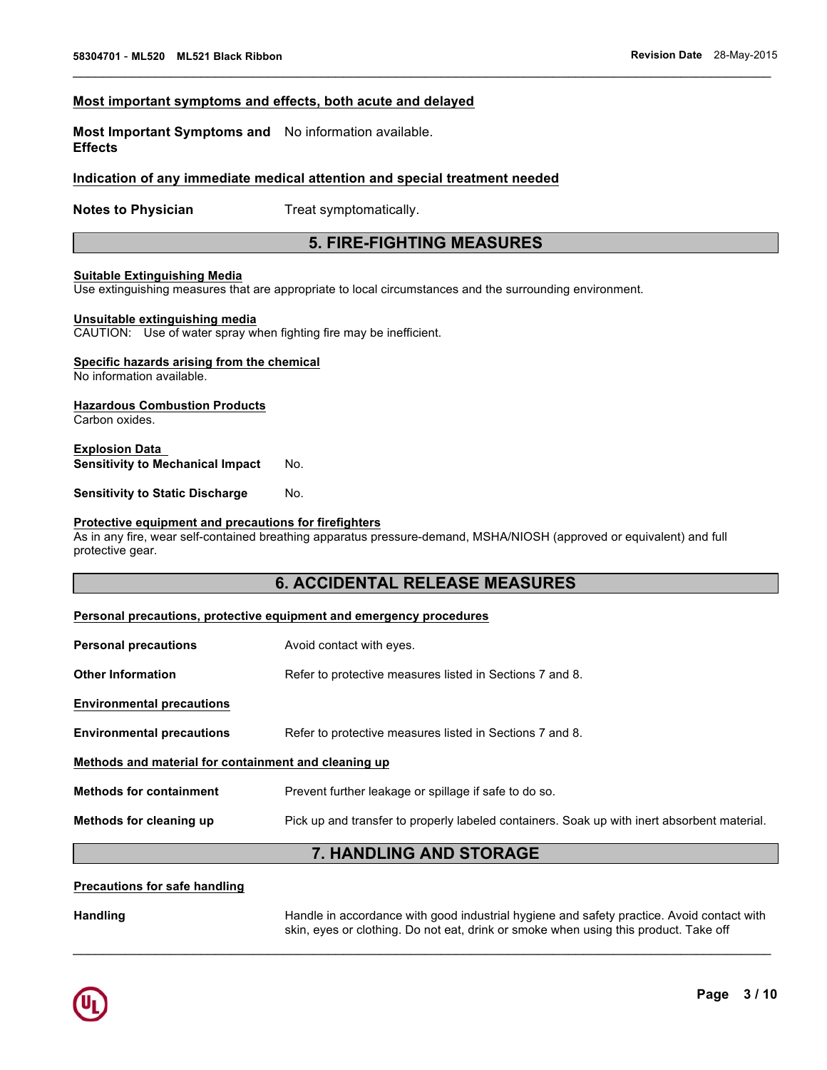### Most important symptoms and effects, both acute and delayed

**Most Important Symptoms and Effects** No information available.

### Indication of any immediate medical attention and special treatment needed

**Notes to Physician** Treat symptomatically.

## 5. FIRE-FIGHTING MEASURES

### Suitable Extinguishing Media

Use extinguishing measures that are appropriate to local circumstances and the surrounding environment.

### Unsuitable extinguishing media

CAUTION: Use of water spray when fighting fire may be inefficient.

### Specific hazards arising from the chemical

No information available.

### Hazardous Combustion Products

Carbon oxides.

### Explosion Data

**Sensitivity to Mechanical Impact** No.

**Sensitivity to Static Discharge** No.

### Protective equipment and precautions for firefighters

As in any fire, wear self-contained breathing apparatus pressure-demand, MSHA/NIOSH (approved or equivalent) and full protective gear.

## 6. ACCIDENTAL RELEASE MEASURES

### Personal precautions, protective equipment and emergency procedures

**Personal precautions** Avoid contact with eyes.

**Other Information** Refer to protective measures listed in Sections 7 and 8.

### Environmental precautions

**Environmental precautions** Refer to protective measures listed in Sections 7 and 8.

### Methods and material for containment and cleaning up

**Methods for containment** Prevent further leakage or spillage if safe to do so.

**Methods for cleaning up** Pick up and transfer to properly labeled containers. Soak up with inert absorbent material.

## 7. HANDLING AND STORAGE

### Precautions for safe handling

**Handling** Handle in accordance with good industrial hygiene and safety practice. Avoid contact with skin, eyes or clothing. Do not eat, drink or smoke when using this product. Take off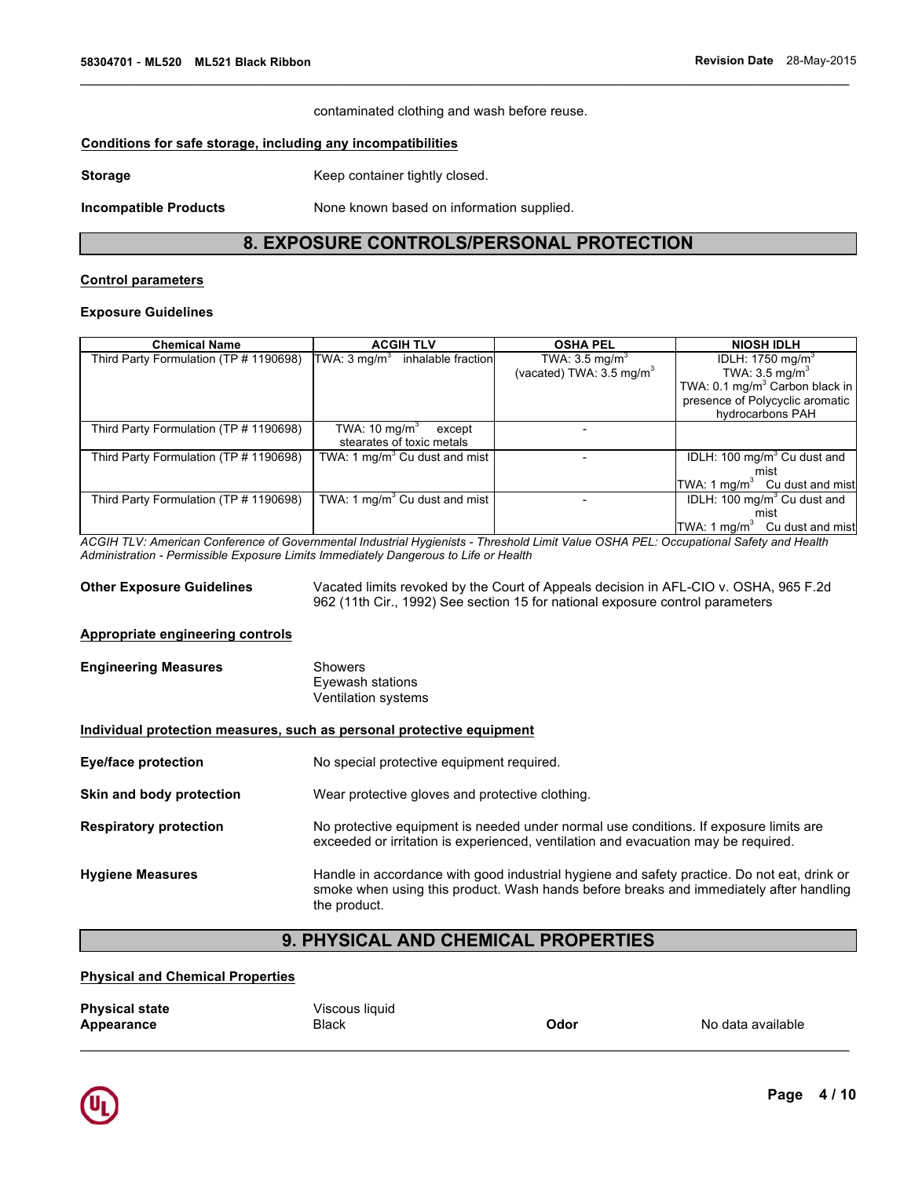contaminated clothing and wash before reuse.

**Conditions for safe storage, including any incompatibilities**

**Storage** Keep container tightly closed.

**Incompatible Products** None known based on information supplied.

## 8. EXPOSURE CONTROLS/PERSONAL PROTECTION

**Control parameters**

**Exposure Guidelines**

| Chemical Name | ACGIH TLV | OSHA PEL | NIOSH IDLH |
|---|---|---|---|
| Third Party Formulation (TP # 1190698) | TWA: 3 $mg/m^3$ inhalable fraction | TWA: 3.5 $mg/m^3$ (vacated) TWA: 3.5 $mg/m^3$ | IDLH: 1750 $mg/m^3$ TWA: 3.5 $mg/m^3$ TWA: 0.1 $mg/m^3$ Carbon black in presence of Polycyclic aromatic hydrocarbons PAH |
| Third Party Formulation (TP # 1190698) | TWA: 10 $mg/m^3$ except stearates of toxic metals | - | |
| Third Party Formulation (TP # 1190698) | TWA: 1 $mg/m^3$ Cu dust and mist | - | IDLH: 100 $mg/m^3$ Cu dust and mist TWA: 1 $mg/m^3$ Cu dust and mist |
| Third Party Formulation (TP # 1190698) | TWA: 1 $mg/m^3$ Cu dust and mist | - | IDLH: 100 $mg/m^3$ Cu dust and mist TWA: 1 $mg/m^3$ Cu dust and mist |

*ACGIH TLV: American Conference of Governmental Industrial Hygienists - Threshold Limit Value OSHA PEL: Occupational Safety and Health Administration - Permissible Exposure Limits Immediately Dangerous to Life or Health*

**Other Exposure Guidelines** Vacated limits revoked by the Court of Appeals decision in AFL-CIO v. OSHA, 965 F.2d 962 (11th Cir., 1992) See section 15 for national exposure control parameters

**Appropriate engineering controls**

**Engineering Measures** Showers
Eyewash stations
Ventilation systems

**Individual protection measures, such as personal protective equipment**

**Eye/face protection** No special protective equipment required.

**Skin and body protection** Wear protective gloves and protective clothing.

**Respiratory protection** No protective equipment is needed under normal use conditions. If exposure limits are exceeded or irritation is experienced, ventilation and evacuation may be required.

**Hygiene Measures** Handle in accordance with good industrial hygiene and safety practice. Do not eat, drink or smoke when using this product. Wash hands before breaks and immediately after handling the product.

## 9. PHYSICAL AND CHEMICAL PROPERTIES

**Physical and Chemical Properties**

**Physical state** Viscous liquid
**Appearance** Black **Odor** No data available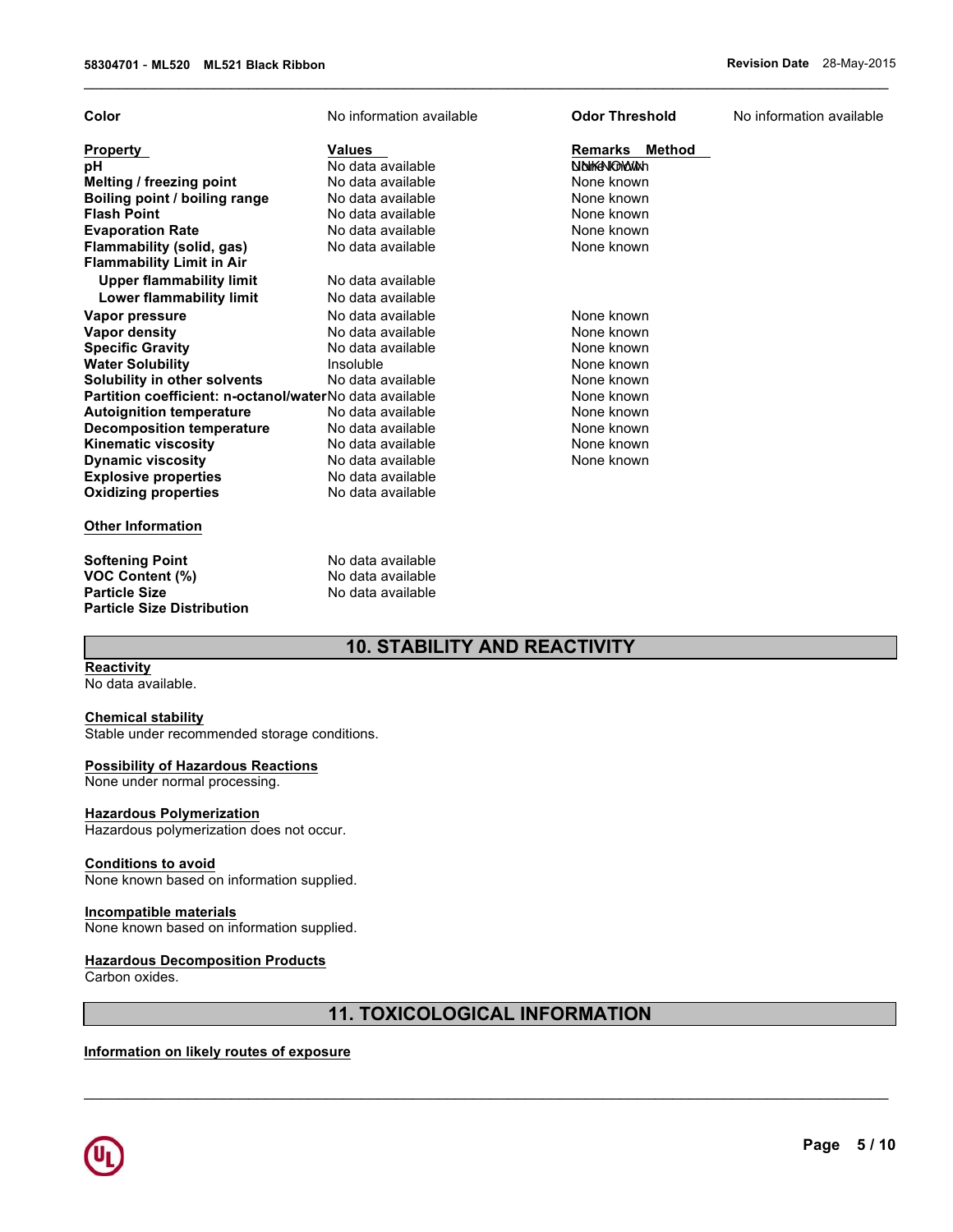| Color | No information available | Odor Threshold | No information available |
|---|---|---|---|

| Property | Values | Remarks  Method |
|---|---|---|
| pH | No data available | None known |
| Melting / freezing point | No data available | None known |
| Boiling point / boiling range | No data available | None known |
| Flash Point | No data available | None known |
| Evaporation Rate | No data available | None known |
| Flammability (solid, gas) | No data available | None known |
| Flammability Limit in Air | | |
| Upper flammability limit | No data available | |
| Lower flammability limit | No data available | |
| Vapor pressure | No data available | None known |
| Vapor density | No data available | None known |
| Specific Gravity | No data available | None known |
| Water Solubility | Insoluble | None known |
| Solubility in other solvents | No data available | None known |
| Partition coefficient: n-octanol/water | No data available | None known |
| Autoignition temperature | No data available | None known |
| Decomposition temperature | No data available | None known |
| Kinematic viscosity | No data available | None known |
| Dynamic viscosity | No data available | None known |
| Explosive properties | No data available | |
| Oxidizing properties | No data available | |

**Other Information**

| | |
|---|---|
| **Softening Point** | No data available |
| **VOC Content (%)** | No data available |
| **Particle Size** | No data available |
| **Particle Size Distribution** | |

## 10. STABILITY AND REACTIVITY

**Reactivity**
No data available.

**Chemical stability**
Stable under recommended storage conditions.

**Possibility of Hazardous Reactions**
None under normal processing.

**Hazardous Polymerization**
Hazardous polymerization does not occur.

**Conditions to avoid**
None known based on information supplied.

**Incompatible materials**
None known based on information supplied.

**Hazardous Decomposition Products**
Carbon oxides.

## 11. TOXICOLOGICAL INFORMATION

**Information on likely routes of exposure**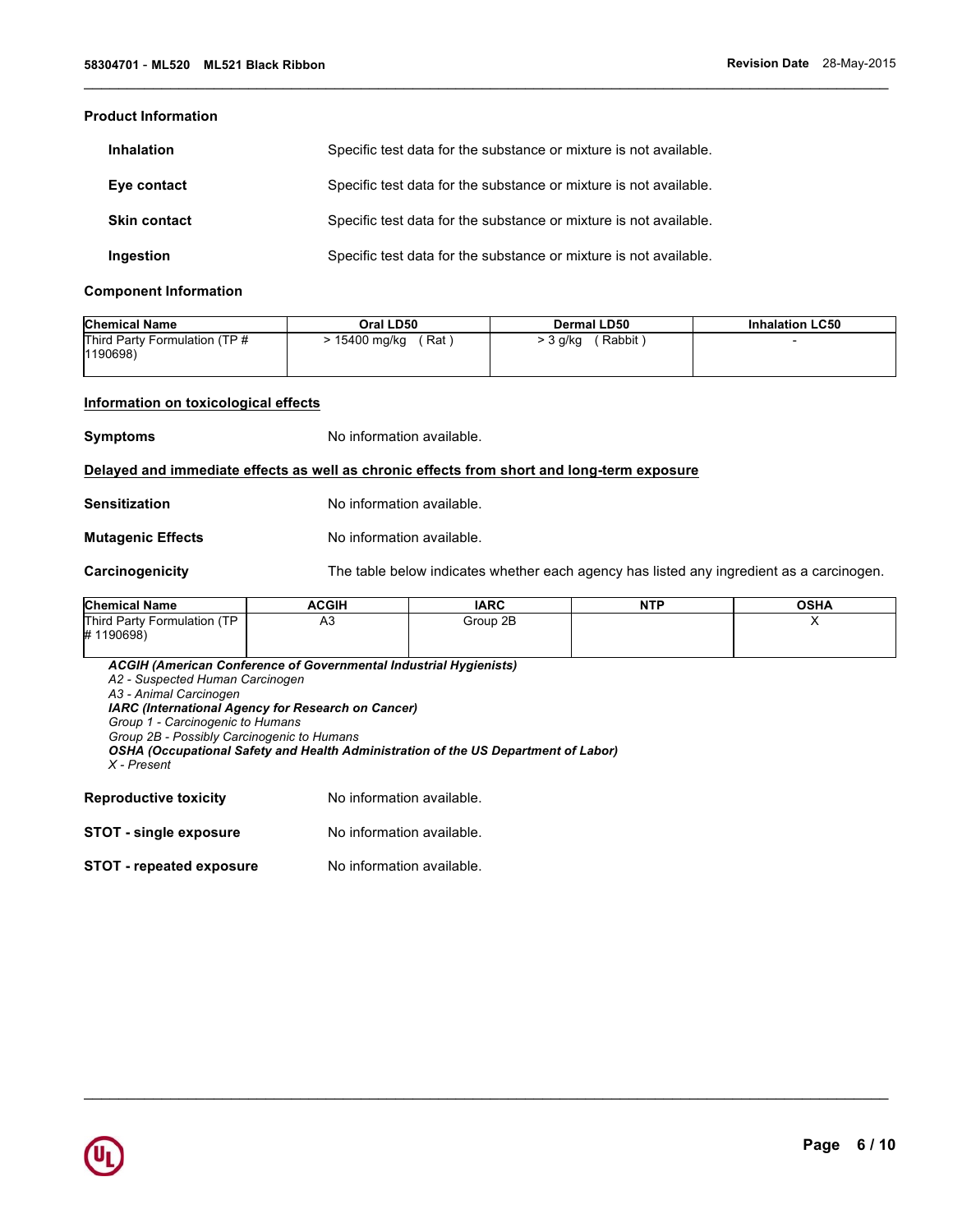### Product Information

| | |
|---|---|
| **Inhalation** | Specific test data for the substance or mixture is not available. |
| **Eye contact** | Specific test data for the substance or mixture is not available. |
| **Skin contact** | Specific test data for the substance or mixture is not available. |
| **Ingestion** | Specific test data for the substance or mixture is not available. |

### Component Information

| Chemical Name | Oral LD50 | Dermal LD50 | Inhalation LC50 |
|---|---|---|---|
| Third Party Formulation (TP # 1190698) | > 15400 mg/kg ( Rat ) | > 3 g/kg ( Rabbit ) | - |

### Information on toxicological effects

**Symptoms** No information available.

### Delayed and immediate effects as well as chronic effects from short and long-term exposure

**Sensitization** No information available.

**Mutagenic Effects** No information available.

**Carcinogenicity** The table below indicates whether each agency has listed any ingredient as a carcinogen.

| Chemical Name | ACGIH | IARC | NTP | OSHA |
|---|---|---|---|---|
| Third Party Formulation (TP # 1190698) | A3 | Group 2B | | X |

***ACGIH (American Conference of Governmental Industrial Hygienists)***
*A2 - Suspected Human Carcinogen*
*A3 - Animal Carcinogen*
***IARC (International Agency for Research on Cancer)***
*Group 1 - Carcinogenic to Humans*
*Group 2B - Possibly Carcinogenic to Humans*
***OSHA (Occupational Safety and Health Administration of the US Department of Labor)***
*X - Present*

**Reproductive toxicity** No information available.

**STOT - single exposure** No information available.

**STOT - repeated exposure** No information available.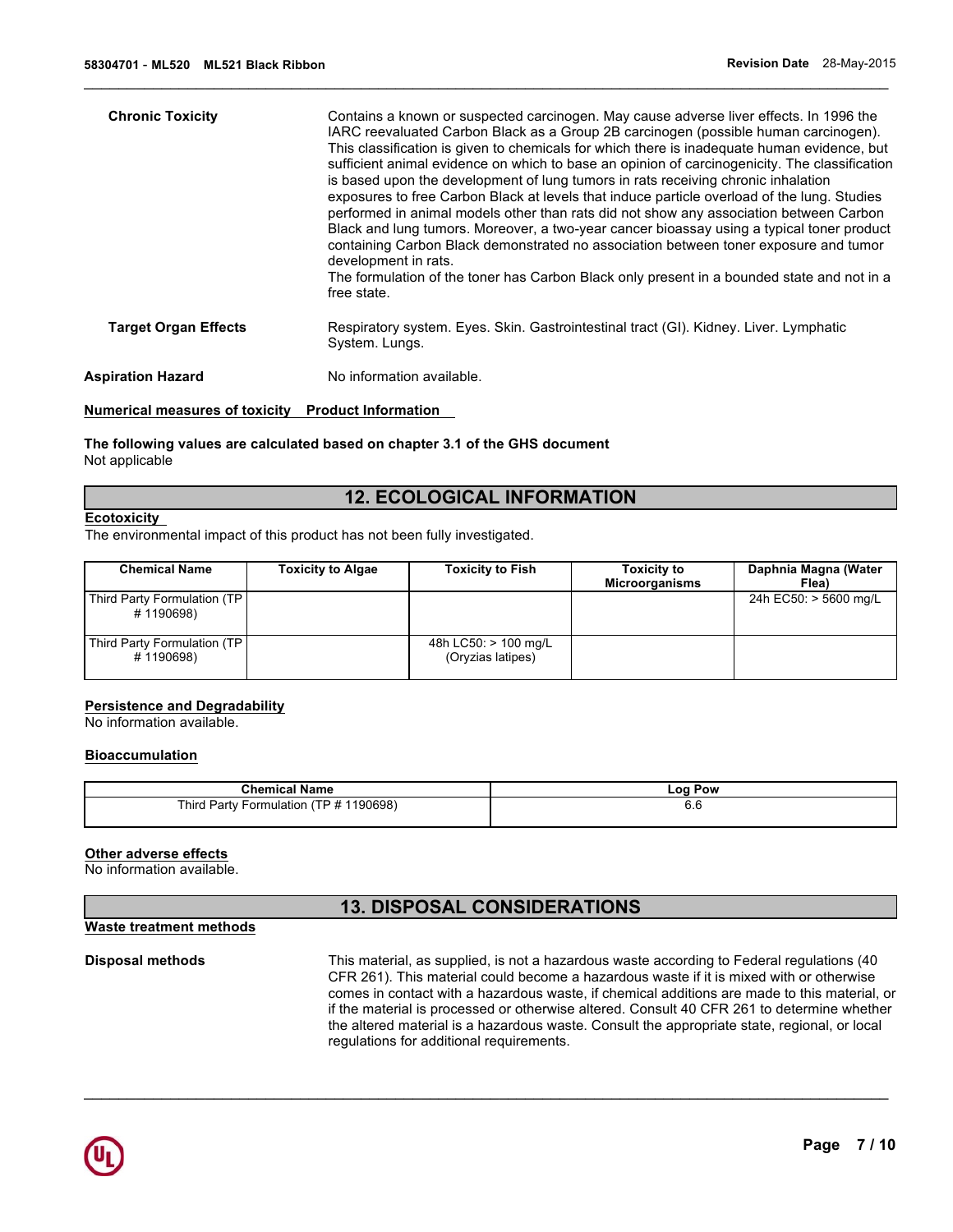**Chronic Toxicity**

Contains a known or suspected carcinogen. May cause adverse liver effects. In 1996 the IARC reevaluated Carbon Black as a Group 2B carcinogen (possible human carcinogen). This classification is given to chemicals for which there is inadequate human evidence, but sufficient animal evidence on which to base an opinion of carcinogenicity. The classification is based upon the development of lung tumors in rats receiving chronic inhalation exposures to free Carbon Black at levels that induce particle overload of the lung. Studies performed in animal models other than rats did not show any association between Carbon Black and lung tumors. Moreover, a two-year cancer bioassay using a typical toner product containing Carbon Black demonstrated no association between toner exposure and tumor development in rats.
The formulation of the toner has Carbon Black only present in a bounded state and not in a free state.

**Target Organ Effects**

Respiratory system. Eyes. Skin. Gastrointestinal tract (GI). Kidney. Liver. Lymphatic System. Lungs.

**Aspiration Hazard**

No information available.

**Numerical measures of toxicity** **Product Information**

**The following values are calculated based on chapter 3.1 of the GHS document**
Not applicable

## 12. ECOLOGICAL INFORMATION

**Ecotoxicity**
The environmental impact of this product has not been fully investigated.

| Chemical Name | Toxicity to Algae | Toxicity to Fish | Toxicity to Microorganisms | Daphnia Magna (Water Flea) |
|---|---|---|---|---|
| Third Party Formulation (TP # 1190698) | | | | 24h EC50: > 5600 mg/L |
| Third Party Formulation (TP # 1190698) | | 48h LC50: > 100 mg/L (Oryzias latipes) | | |

**Persistence and Degradability**
No information available.

**Bioaccumulation**

| Chemical Name | Log Pow |
|---|---|
| Third Party Formulation (TP # 1190698) | 6.6 |

**Other adverse effects**
No information available.

## 13. DISPOSAL CONSIDERATIONS

**Waste treatment methods**

**Disposal methods**

This material, as supplied, is not a hazardous waste according to Federal regulations (40 CFR 261). This material could become a hazardous waste if it is mixed with or otherwise comes in contact with a hazardous waste, if chemical additions are made to this material, or if the material is processed or otherwise altered. Consult 40 CFR 261 to determine whether the altered material is a hazardous waste. Consult the appropriate state, regional, or local regulations for additional requirements.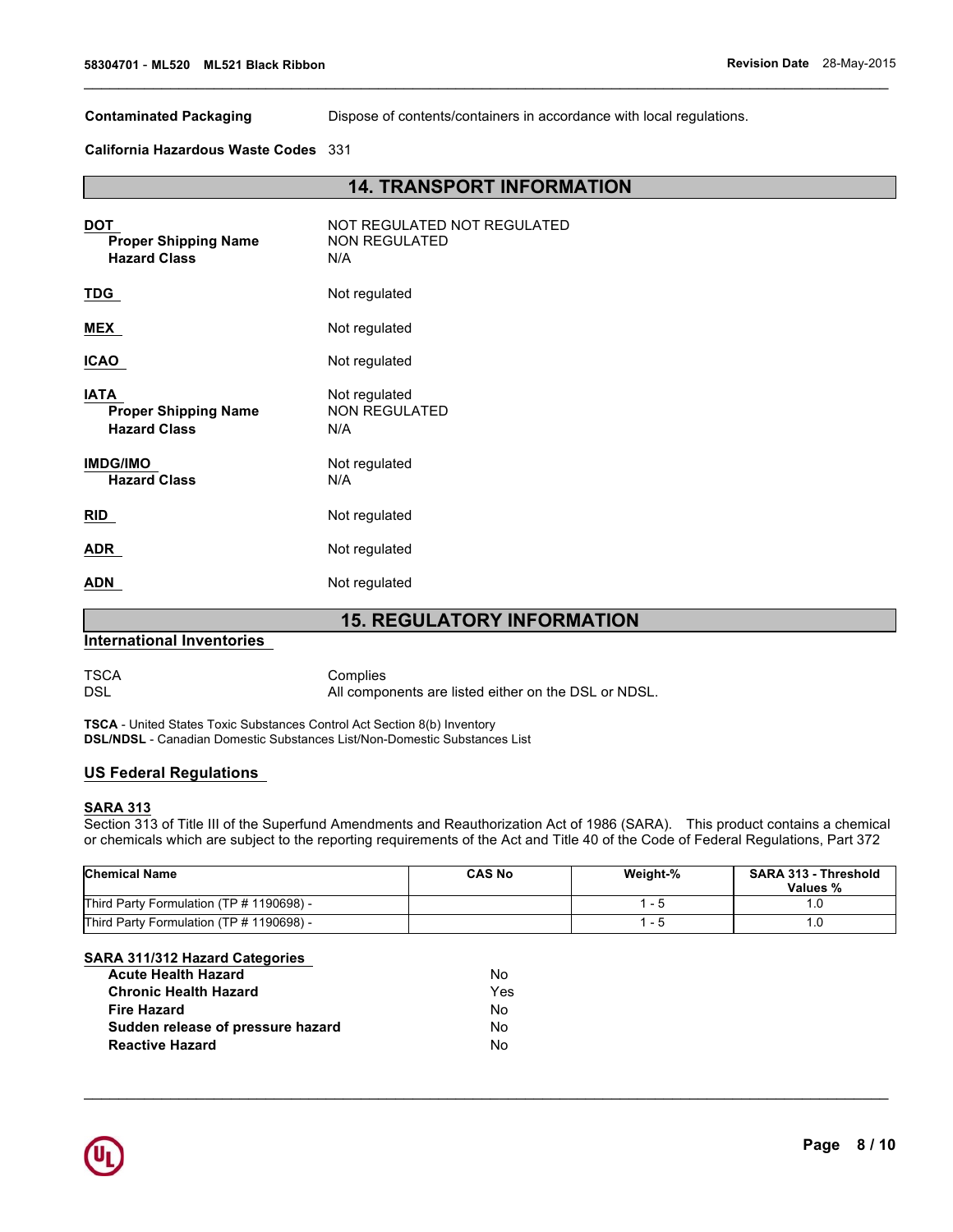**Contaminated Packaging** Dispose of contents/containers in accordance with local regulations.

**California Hazardous Waste Codes** 331

## 14. TRANSPORT INFORMATION

**DOT** NOT REGULATED NOT REGULATED
**Proper Shipping Name** NON REGULATED
**Hazard Class** N/A

**TDG** Not regulated

**MEX** Not regulated

**ICAO** Not regulated

**IATA** Not regulated
**Proper Shipping Name** NON REGULATED
**Hazard Class** N/A

**IMDG/IMO** Not regulated
**Hazard Class** N/A

**RID** Not regulated

**ADR** Not regulated

**ADN** Not regulated

## 15. REGULATORY INFORMATION

### International Inventories

TSCA Complies
DSL All components are listed either on the DSL or NDSL.

**TSCA** - United States Toxic Substances Control Act Section 8(b) Inventory
**DSL/NDSL** - Canadian Domestic Substances List/Non-Domestic Substances List

### US Federal Regulations

**SARA 313**
Section 313 of Title III of the Superfund Amendments and Reauthorization Act of 1986 (SARA). This product contains a chemical or chemicals which are subject to the reporting requirements of the Act and Title 40 of the Code of Federal Regulations, Part 372

| Chemical Name | CAS No | Weight-% | SARA 313 - Threshold Values % |
|---|---|---|---|
| Third Party Formulation (TP # 1190698) - | | 1 - 5 | 1.0 |
| Third Party Formulation (TP # 1190698) - | | 1 - 5 | 1.0 |

**SARA 311/312 Hazard Categories**

| | |
|---|---|
| **Acute Health Hazard** | No |
| **Chronic Health Hazard** | Yes |
| **Fire Hazard** | No |
| **Sudden release of pressure hazard** | No |
| **Reactive Hazard** | No |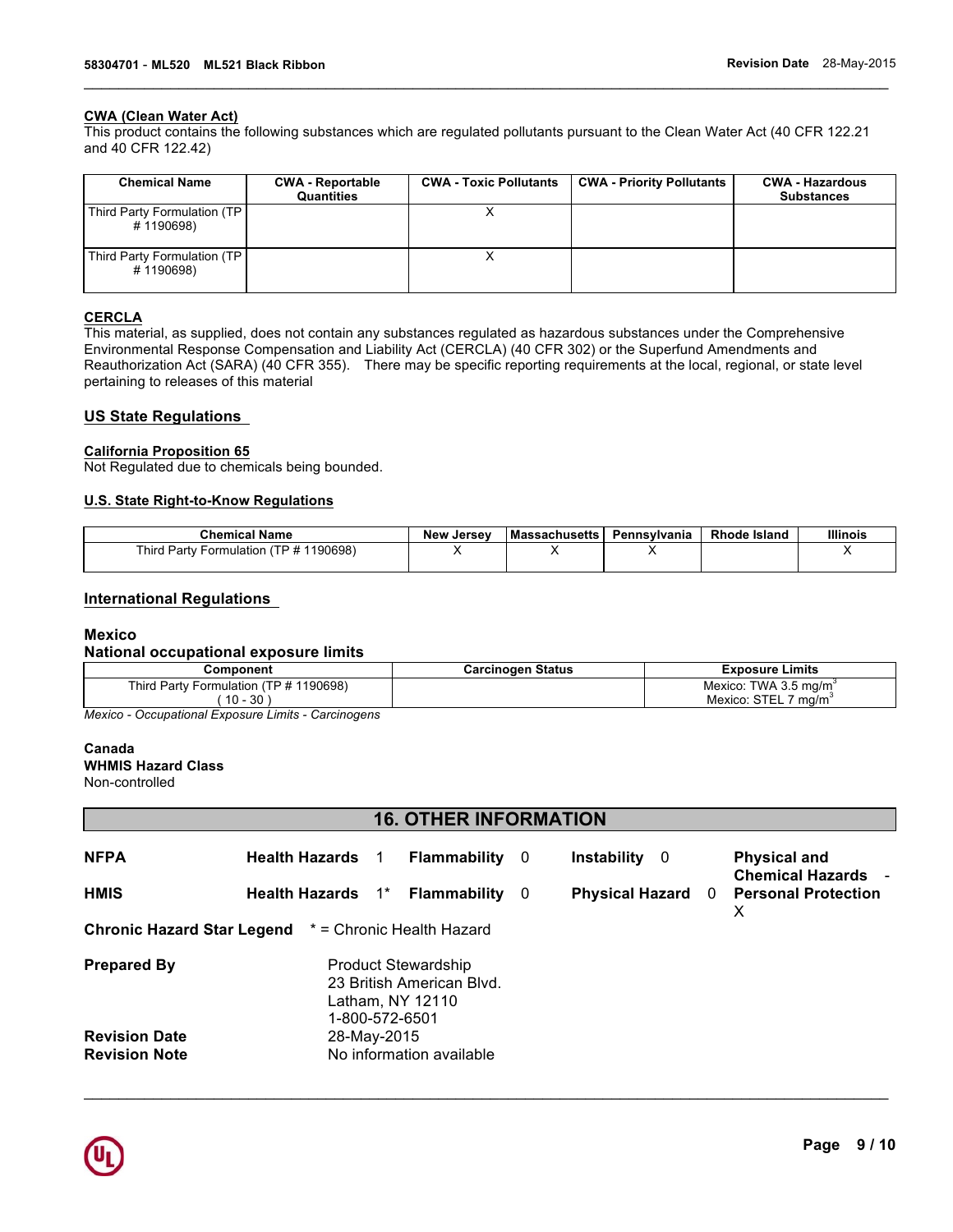**CWA (Clean Water Act)**
This product contains the following substances which are regulated pollutants pursuant to the Clean Water Act (40 CFR 122.21 and 40 CFR 122.42)

| Chemical Name | CWA - Reportable Quantities | CWA - Toxic Pollutants | CWA - Priority Pollutants | CWA - Hazardous Substances |
|---|---|---|---|---|
| Third Party Formulation (TP # 1190698) | | X | | |
| Third Party Formulation (TP # 1190698) | | X | | |

**CERCLA**
This material, as supplied, does not contain any substances regulated as hazardous substances under the Comprehensive Environmental Response Compensation and Liability Act (CERCLA) (40 CFR 302) or the Superfund Amendments and Reauthorization Act (SARA) (40 CFR 355). There may be specific reporting requirements at the local, regional, or state level pertaining to releases of this material

## US State Regulations

**California Proposition 65**
Not Regulated due to chemicals being bounded.

**U.S. State Right-to-Know Regulations**

| Chemical Name | New Jersey | Massachusetts | Pennsylvania | Rhode Island | Illinois |
|---|---|---|---|---|---|
| Third Party Formulation (TP # 1190698) | X | X | X | | X |

## International Regulations

**Mexico**
**National occupational exposure limits**

| Component | Carcinogen Status | Exposure Limits |
|---|---|---|
| Third Party Formulation (TP # 1190698) ( 10 - 30 ) | | Mexico: TWA 3.5 mg/m$^3$ Mexico: STEL 7 mg/m$^3$ |

*Mexico - Occupational Exposure Limits - Carcinogens*

**Canada**
**WHMIS Hazard Class**
Non-controlled

# 16. OTHER INFORMATION

| | | | | |
|---|---|---|---|---|
| **NFPA** | **Health Hazards** 1 | **Flammability** 0 | **Instability** 0 | **Physical and Chemical Hazards** - |
| **HMIS** | **Health Hazards** 1* | **Flammability** 0 | **Physical Hazard** 0 | **Personal Protection** X |

**Chronic Hazard Star Legend** * = Chronic Health Hazard

**Prepared By** Product Stewardship
23 British American Blvd.
Latham, NY 12110
1-800-572-6501

**Revision Date** 28-May-2015
**Revision Note** No information available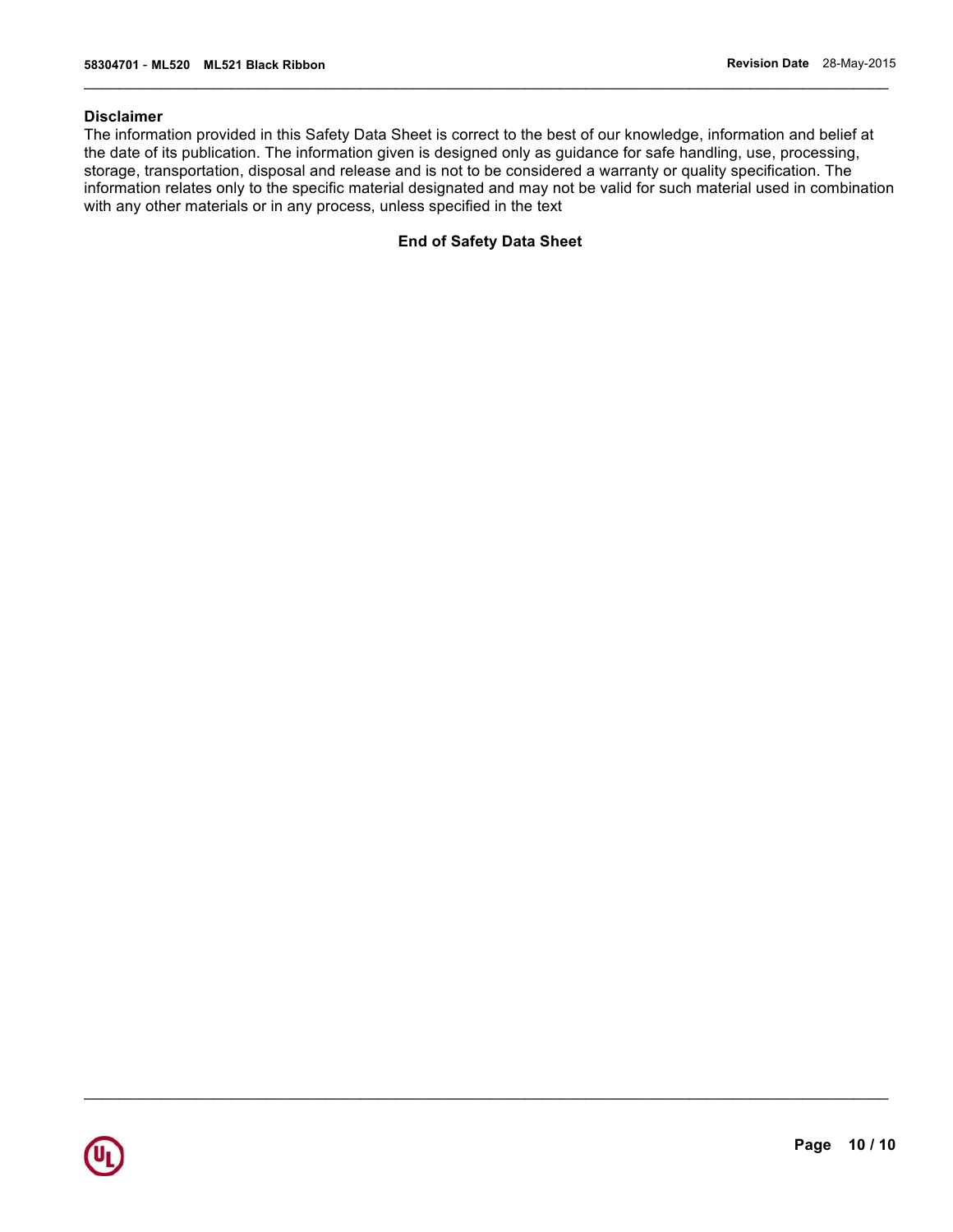### Disclaimer

The information provided in this Safety Data Sheet is correct to the best of our knowledge, information and belief at the date of its publication. The information given is designed only as guidance for safe handling, use, processing, storage, transportation, disposal and release and is not to be considered a warranty or quality specification. The information relates only to the specific material designated and may not be valid for such material used in combination with any other materials or in any process, unless specified in the text

**End of Safety Data Sheet**